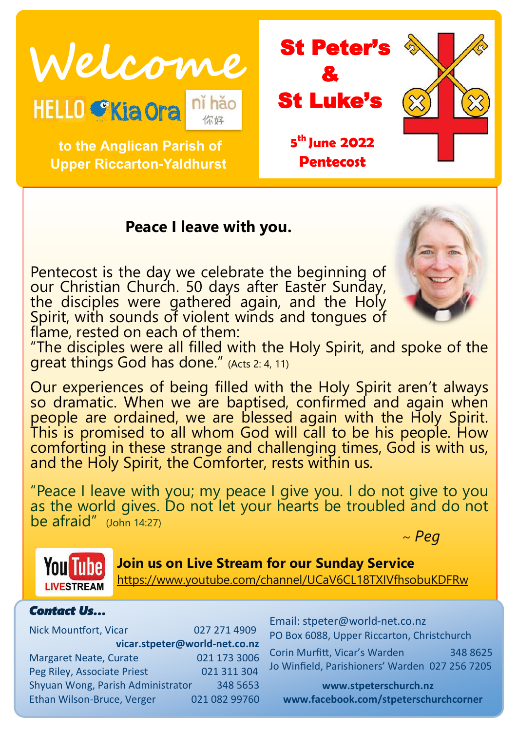# Welcome

HELLO Kia Ora nǐ hǎo 你好

**to the Anglican Parish of Upper Riccarton-Yaldhurst**

# St Peter's & St Luke's

**5th June 2022**
**Pentecost**

## Peace I leave with you.

Pentecost is the day we celebrate the beginning of our Christian Church. 50 days after Easter Sunday, the disciples were gathered again, and the Holy Spirit, with sounds of violent winds and tongues of flame, rested on each of them:
"The disciples were all filled with the Holy Spirit, and spoke of the great things God has done." (Acts 2: 4, 11)

Our experiences of being filled with the Holy Spirit aren't always so dramatic. When we are baptised, confirmed and again when people are ordained, we are blessed again with the Holy Spirit. This is promised to all whom God will call to be his people. How comforting in these strange and challenging times, God is with us, and the Holy Spirit, the Comforter, rests within us.

"Peace I leave with you; my peace I give you. I do not give to you as the world gives. Do not let your hearts be troubled and do not be afraid" (John 14:27)

*~ Peg*

**Join us on Live Stream for our Sunday Service**
https://www.youtube.com/channel/UCaV6CL18TXIVfhsobuKDFRw

### *Contact Us...*

Nick Mountfort, Vicar 027 271 4909
**vicar.stpeter@world-net.co.nz**
Margaret Neate, Curate 021 173 3006
Peg Riley, Associate Priest 021 311 304
Shyuan Wong, Parish Administrator 348 5653
Ethan Wilson-Bruce, Verger 021 082 99760

Email: stpeter@world-net.co.nz
PO Box 6088, Upper Riccarton, Christchurch
Corin Murfitt, Vicar's Warden 348 8625
Jo Winfield, Parishioners' Warden 027 256 7205

**www.stpeterschurch.nz**
**www.facebook.com/stpeterschurchcorner**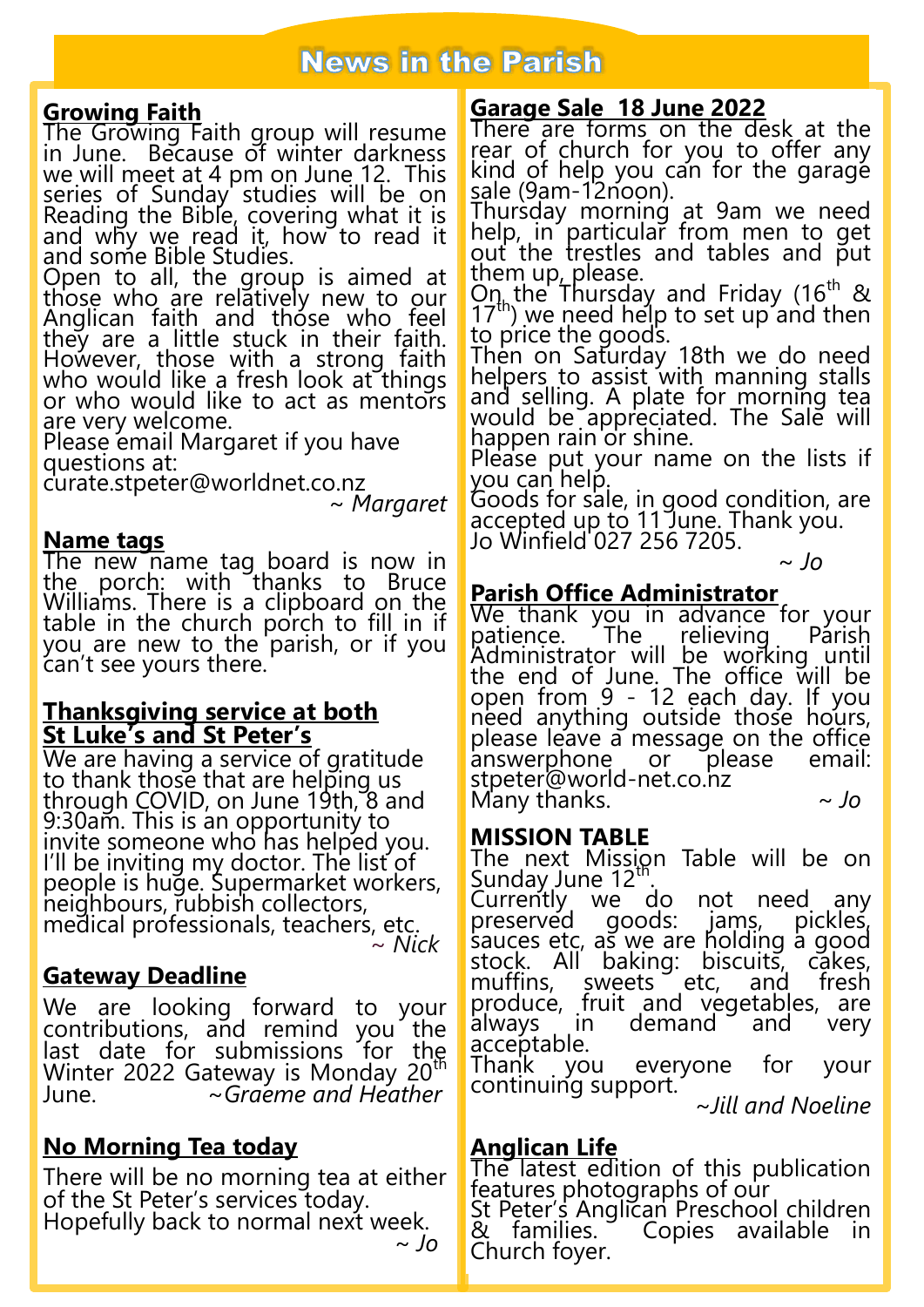# News in the Parish

## Growing Faith

The Growing Faith group will resume in June. Because of winter darkness we will meet at 4 pm on June 12. This series of Sunday studies will be on Reading the Bible, covering what it is and why we read it, how to read it and some Bible Studies.

Open to all, the group is aimed at those who are relatively new to our Anglican faith and those who feel they are a little stuck in their faith. However, those with a strong faith who would like a fresh look at things or who would like to act as mentors are very welcome.

Please email Margaret if you have questions at:
curate.stpeter@worldnet.co.nz

*~ Margaret*

## Name tags

The new name tag board is now in the porch: with thanks to Bruce Williams. There is a clipboard on the table in the church porch to fill in if you are new to the parish, or if you can't see yours there.

## Thanksgiving service at both St Luke's and St Peter's

We are having a service of gratitude to thank those that are helping us through COVID, on June 19th, 8 and 9:30am. This is an opportunity to invite someone who has helped you. I'll be inviting my doctor. The list of people is huge. Supermarket workers, neighbours, rubbish collectors, medical professionals, teachers, etc.

*~ Nick*

## Gateway Deadline

We are looking forward to your contributions, and remind you the last date for submissions for the Winter 2022 Gateway is Monday 20th June.

*~Graeme and Heather*

## No Morning Tea today

There will be no morning tea at either of the St Peter's services today. Hopefully back to normal next week.

*~ Jo*

## Garage Sale 18 June 2022

There are forms on the desk at the rear of church for you to offer any kind of help you can for the garage sale (9am-12noon).

Thursday morning at 9am we need help, in particular from men to get out the trestles and tables and put them up, please.

On the Thursday and Friday (16th & 17th) we need help to set up and then to price the goods.

Then on Saturday 18th we do need helpers to assist with manning stalls and selling. A plate for morning tea would be appreciated. The Sale will happen rain or shine.

Please put your name on the lists if you can help.

Goods for sale, in good condition, are accepted up to 11 June. Thank you.

Jo Winfield 027 256 7205.

*~ Jo*

## Parish Office Administrator

We thank you in advance for your patience. The relieving Parish Administrator will be working until the end of June. The office will be open from 9 - 12 each day. If you need anything outside those hours, please leave a message on the office answerphone or please email: stpeter@world-net.co.nz

Many thanks.

*~ Jo*

## MISSION TABLE

The next Mission Table will be on Sunday June 12th.

Currently we do not need any preserved goods: jams, pickles, sauces etc, as we are holding a good stock. All baking: biscuits, cakes, muffins, sweets etc, and fresh produce, fruit and vegetables, are always in demand and very acceptable.

Thank you everyone for your continuing support.

*~Jill and Noeline*

## Anglican Life

The latest edition of this publication features photographs of our St Peter's Anglican Preschool children & families. Copies available in Church foyer.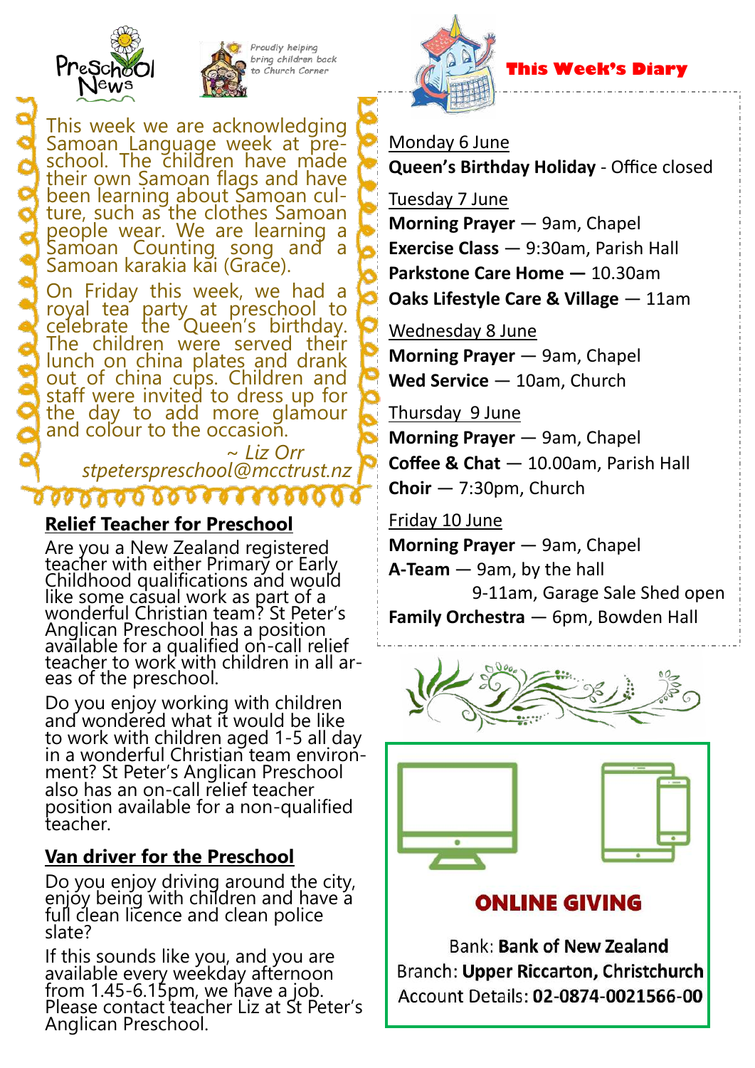# Preschool News

Proudly helping bring children back to Church Corner

This week we are acknowledging Samoan Language week at preschool. The children have made their own Samoan flags and have been learning about Samoan culture, such as the clothes Samoan people wear. We are learning a Samoan Counting song and a Samoan karakia kai (Grace).

On Friday this week, we had a royal tea party at preschool to celebrate the Queen's birthday. The children were served their lunch on china plates and drank out of china cups. Children and staff were invited to dress up for the day to add more glamour and colour to the occasion.

*~ Liz Orr*
*stpeterspreschool@mcctrust.nz*

## Relief Teacher for Preschool

Are you a New Zealand registered teacher with either Primary or Early Childhood qualifications and would like some casual work as part of a wonderful Christian team? St Peter's Anglican Preschool has a position available for a qualified on-call relief teacher to work with children in all areas of the preschool.

Do you enjoy working with children and wondered what it would be like to work with children aged 1-5 all day in a wonderful Christian team environment? St Peter's Anglican Preschool also has an on-call relief teacher position available for a non-qualified teacher.

## Van driver for the Preschool

Do you enjoy driving around the city, enjoy being with children and have a full clean licence and clean police slate?

If this sounds like you, and you are available every weekday afternoon from 1.45-6.15pm, we have a job. Please contact teacher Liz at St Peter's Anglican Preschool.

## This Week's Diary

Monday 6 June
**Queen's Birthday Holiday** - Office closed

Tuesday 7 June
**Morning Prayer** — 9am, Chapel
**Exercise Class** — 9:30am, Parish Hall
**Parkstone Care Home —** 10.30am
**Oaks Lifestyle Care & Village** — 11am

Wednesday 8 June
**Morning Prayer** — 9am, Chapel
**Wed Service** — 10am, Church

Thursday 9 June
**Morning Prayer** — 9am, Chapel
**Coffee & Chat** — 10.00am, Parish Hall
**Choir** — 7:30pm, Church

Friday 10 June
**Morning Prayer** — 9am, Chapel
**A-Team** — 9am, by the hall
9-11am, Garage Sale Shed open
**Family Orchestra** — 6pm, Bowden Hall

## ONLINE GIVING

Bank: **Bank of New Zealand**
Branch: **Upper Riccarton, Christchurch**
Account Details: **02-0874-0021566-00**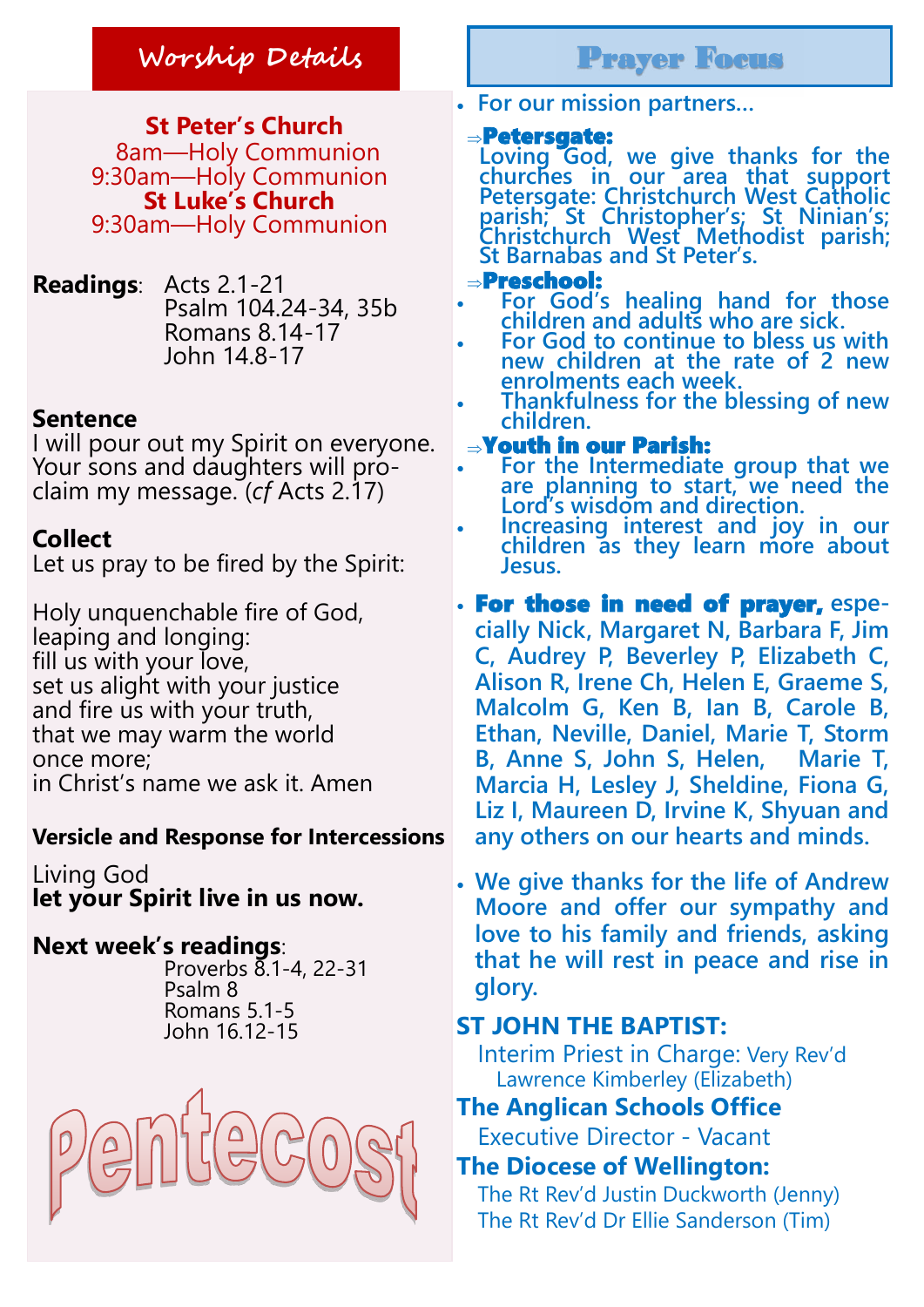## Worship Details

**St Peter's Church**
8am—Holy Communion
9:30am—Holy Communion
**St Luke's Church**
9:30am—Holy Communion

**Readings**: Acts 2.1-21
Psalm 104.24-34, 35b
Romans 8.14-17
John 14.8-17

**Sentence**
I will pour out my Spirit on everyone. Your sons and daughters will proclaim my message. (*cf* Acts 2.17)

**Collect**
Let us pray to be fired by the Spirit:

Holy unquenchable fire of God,
leaping and longing:
fill us with your love,
set us alight with your justice
and fire us with your truth,
that we may warm the world
once more;
in Christ's name we ask it. Amen

**Versicle and Response for Intercessions**

Living God
**let your Spirit live in us now.**

**Next week's readings**:
Proverbs 8.1-4, 22-31
Psalm 8
Romans 5.1-5
John 16.12-15

Pentecost

## Prayer Focus

- For our mission partners…

⇒**Petersgate:**
Loving God, we give thanks for the churches in our area that support Petersgate: Christchurch West Catholic parish; St Christopher's; St Ninian's; Christchurch West Methodist parish; St Barnabas and St Peter's.

⇒**Preschool:**
- For God's healing hand for those children and adults who are sick.
- For God to continue to bless us with new children at the rate of 2 new enrolments each week.
- Thankfulness for the blessing of new children.

⇒**Youth in our Parish:**
- For the Intermediate group that we are planning to start, we need the Lord's wisdom and direction.
- Increasing interest and joy in our children as they learn more about Jesus.

- **For those in need of prayer,** especially Nick, Margaret N, Barbara F, Jim C, Audrey P, Beverley P, Elizabeth C, Alison R, Irene Ch, Helen E, Graeme S, Malcolm G, Ken B, Ian B, Carole B, Ethan, Neville, Daniel, Marie T, Storm B, Anne S, John S, Helen, Marie T, Marcia H, Lesley J, Sheldine, Fiona G, Liz I, Maureen D, Irvine K, Shyuan and any others on our hearts and minds.

- We give thanks for the life of Andrew Moore and offer our sympathy and love to his family and friends, asking that he will rest in peace and rise in glory.

**ST JOHN THE BAPTIST:**
Interim Priest in Charge: Very Rev'd Lawrence Kimberley (Elizabeth)

**The Anglican Schools Office**
Executive Director - Vacant

**The Diocese of Wellington:**
The Rt Rev'd Justin Duckworth (Jenny)
The Rt Rev'd Dr Ellie Sanderson (Tim)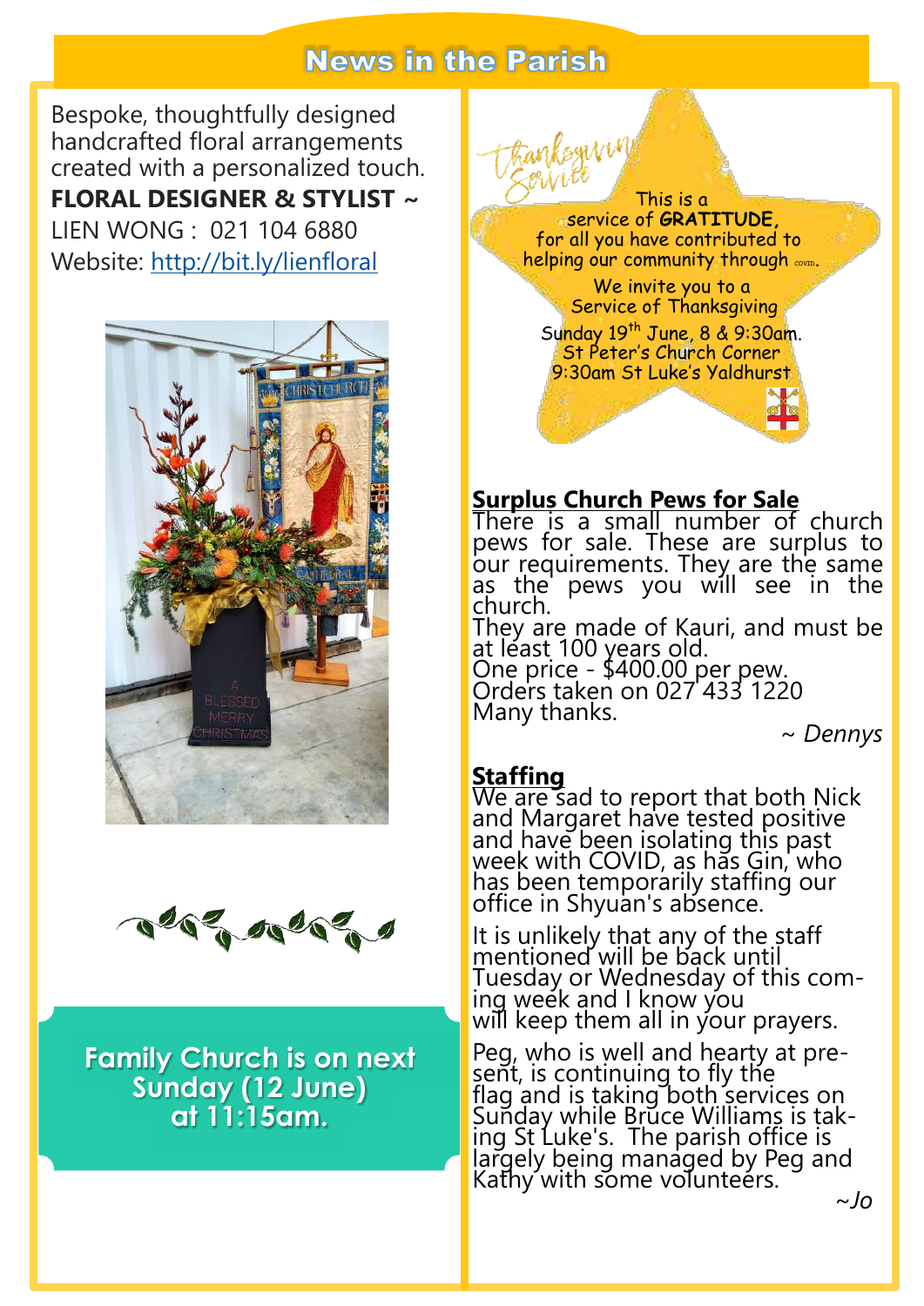## News in the Parish

Bespoke, thoughtfully designed handcrafted floral arrangements created with a personalized touch.

**FLORAL DESIGNER & STYLIST ~**
LIEN WONG : 021 104 6880
Website: http://bit.ly/lienfloral

**Family Church is on next Sunday (12 June) at 11:15am.**

*Thanksgiving Service*

This is a service of **GRATITUDE**, for all you have contributed to helping our community through COVID.

We invite you to a Service of Thanksgiving

Sunday 19th June, 8 & 9:30am.
St Peter's Church Corner
9:30am St Luke's Yaldhurst

### Surplus Church Pews for Sale

There is a small number of church pews for sale. These are surplus to our requirements. They are the same as the pews you will see in the church.

They are made of Kauri, and must be at least 100 years old.

One price - $400.00 per pew.
Orders taken on 027 433 1220
Many thanks.

*~ Dennys*

### Staffing

We are sad to report that both Nick and Margaret have tested positive and have been isolating this past week with COVID, as has Gin, who has been temporarily staffing our office in Shyuan's absence.

It is unlikely that any of the staff mentioned will be back until Tuesday or Wednesday of this coming week and I know you will keep them all in your prayers.

Peg, who is well and hearty at present, is continuing to fly the flag and is taking both services on Sunday while Bruce Williams is taking St Luke's. The parish office is largely being managed by Peg and Kathy with some volunteers.

*~Jo*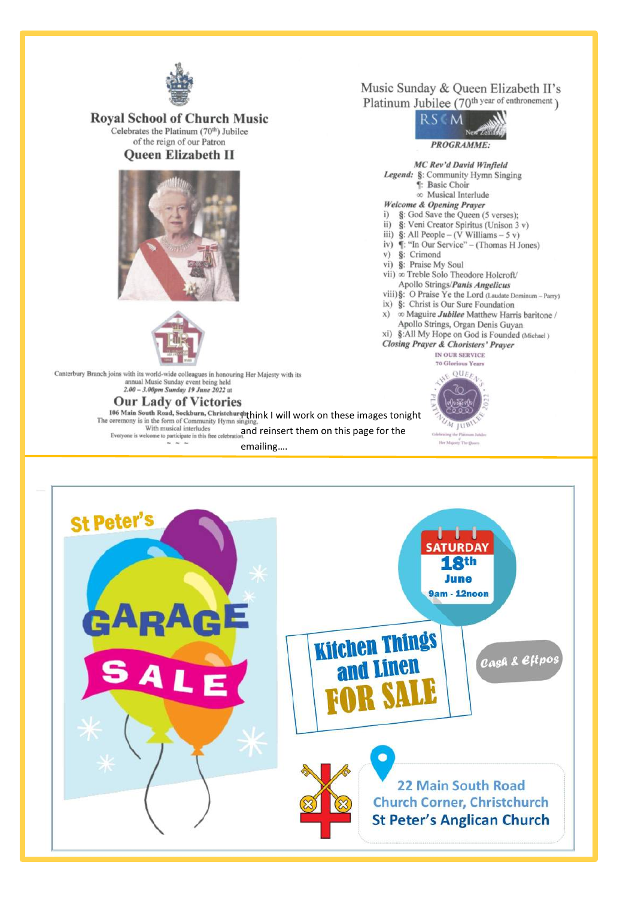## Royal School of Church Music

Celebrates the Platinum (70th) Jubilee of the reign of our Patron

## Queen Elizabeth II

Canterbury Branch joins with its world-wide colleagues in honouring Her Majesty with its annual Music Sunday event being held

*2.00 – 3.00pm Sunday 19 June 2022* at

## Our Lady of Victories

106 Main South Road, Sockburn, Christchurch

The ceremony is in the form of Community Hymn singing, With musical interludes

Everyone is welcome to participate in this free celebration.

~ ~ ~

I think I will work on these images tonight and reinsert them on this page for the emailing….

Music Sunday & Queen Elizabeth II's Platinum Jubilee (70th year of enthronement)

RSCM New Zealand

*PROGRAMME:*

***MC Rev'd David Winfield***

***Legend:*** §: Community Hymn Singing
¶: Basic Choir
∞ Musical Interlude

***Welcome & Opening Prayer***

i) §: God Save the Queen (5 verses);
ii) §: Veni Creator Spiritus (Unison 3 v)
iii) §: All People – (V Williams – 5 v)
iv) ¶: "In Our Service" – (Thomas H Jones)
v) §: Crimond
vi) §: Praise My Soul
vii) ∞ Treble Solo Theodore Holcroft/ Apollo Strings/***Panis Angelicus***
viii) §: O Praise Ye the Lord (Laudate Dominum – Parry)
ix) §: Christ is Our Sure Foundation
x) ∞ Maguire ***Jubilee*** Matthew Harris baritone / Apollo Strings, Organ Denis Guyan
xi) §:All My Hope on God is Founded (Michael)

***Closing Prayer & Choristers' Prayer***

IN OUR SERVICE
70 Glorious Years

The Queen's Platinum Jubilee 2022
Celebrating the Platinum Jubilee of Her Majesty The Queen

---

St Peter's

GARAGE SALE

SATURDAY 18th June
9am - 12noon

Kitchen Things and Linen FOR SALE

Cash & Eftpos

22 Main South Road
Church Corner, Christchurch
St Peter's Anglican Church